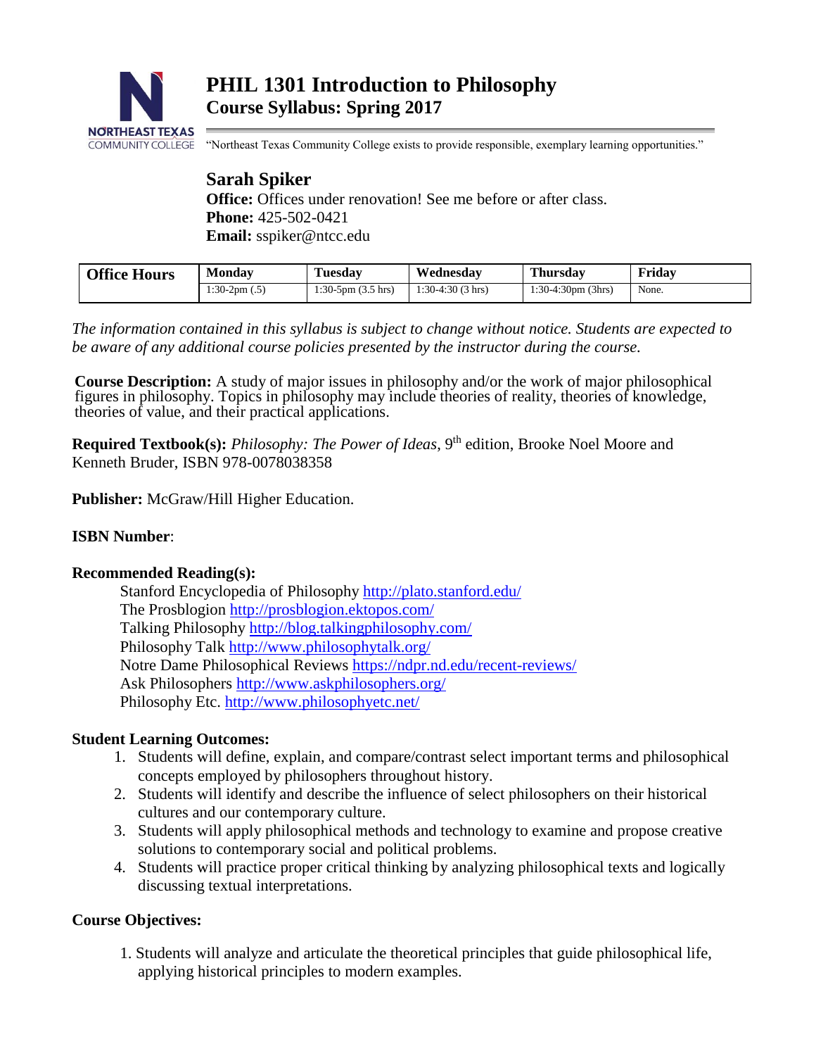# PHIL 1301 Introduction to Philosophy

## Course Syllabus: Spring 2017

"Northeast Texas Community College exists to provide responsible, exemplary learning opportunities."

## Sarah Spiker

**Office:** Offices under renovation! See me before or after class.
**Phone:** 425-502-0421
**Email:** sspiker@ntcc.edu

| Office Hours | Monday | Tuesday | Wednesday | Thursday | Friday |
|---|---|---|---|---|---|
| | 1:30-2pm (.5) | 1:30-5pm (3.5 hrs) | 1:30-4:30 (3 hrs) | 1:30-4:30pm (3hrs) | None. |

*The information contained in this syllabus is subject to change without notice. Students are expected to be aware of any additional course policies presented by the instructor during the course.*

**Course Description:** A study of major issues in philosophy and/or the work of major philosophical figures in philosophy. Topics in philosophy may include theories of reality, theories of knowledge, theories of value, and their practical applications.

**Required Textbook(s):** *Philosophy: The Power of Ideas*, 9th edition, Brooke Noel Moore and Kenneth Bruder, ISBN 978-0078038358

**Publisher:** McGraw/Hill Higher Education.

**ISBN Number**:

**Recommended Reading(s):**

Stanford Encyclopedia of Philosophy http://plato.stanford.edu/
The Prosblogion http://prosblogion.ektopos.com/
Talking Philosophy http://blog.talkingphilosophy.com/
Philosophy Talk http://www.philosophytalk.org/
Notre Dame Philosophical Reviews https://ndpr.nd.edu/recent-reviews/
Ask Philosophers http://www.askphilosophers.org/
Philosophy Etc. http://www.philosophyetc.net/

**Student Learning Outcomes:**

1. Students will define, explain, and compare/contrast select important terms and philosophical concepts employed by philosophers throughout history.
2. Students will identify and describe the influence of select philosophers on their historical cultures and our contemporary culture.
3. Students will apply philosophical methods and technology to examine and propose creative solutions to contemporary social and political problems.
4. Students will practice proper critical thinking by analyzing philosophical texts and logically discussing textual interpretations.

**Course Objectives:**

1. Students will analyze and articulate the theoretical principles that guide philosophical life, applying historical principles to modern examples.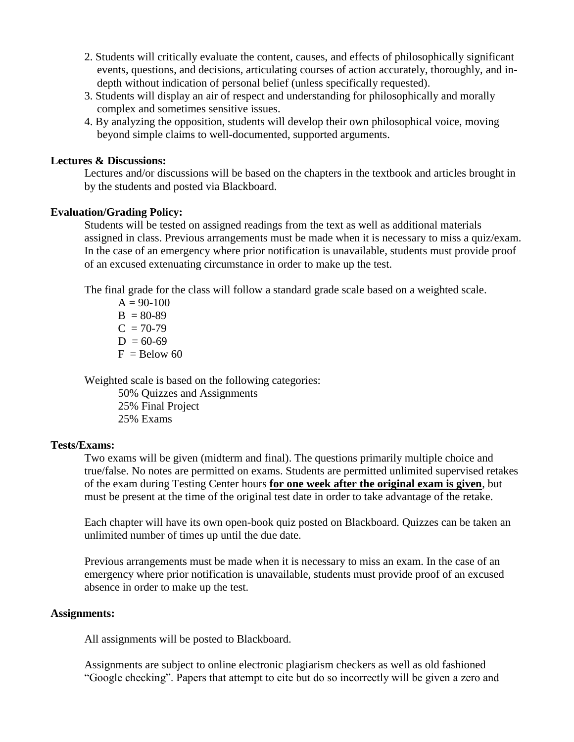2. Students will critically evaluate the content, causes, and effects of philosophically significant events, questions, and decisions, articulating courses of action accurately, thoroughly, and in-depth without indication of personal belief (unless specifically requested).
3. Students will display an air of respect and understanding for philosophically and morally complex and sometimes sensitive issues.
4. By analyzing the opposition, students will develop their own philosophical voice, moving beyond simple claims to well-documented, supported arguments.

**Lectures & Discussions:**

Lectures and/or discussions will be based on the chapters in the textbook and articles brought in by the students and posted via Blackboard.

**Evaluation/Grading Policy:**

Students will be tested on assigned readings from the text as well as additional materials assigned in class. Previous arrangements must be made when it is necessary to miss a quiz/exam. In the case of an emergency where prior notification is unavailable, students must provide proof of an excused extenuating circumstance in order to make up the test.

The final grade for the class will follow a standard grade scale based on a weighted scale.

A = 90-100
B = 80-89
C = 70-79
D = 60-69
F = Below 60

Weighted scale is based on the following categories:

50% Quizzes and Assignments
25% Final Project
25% Exams

**Tests/Exams:**

Two exams will be given (midterm and final). The questions primarily multiple choice and true/false. No notes are permitted on exams. Students are permitted unlimited supervised retakes of the exam during Testing Center hours **<u>for one week after the original exam is given</u>**, but must be present at the time of the original test date in order to take advantage of the retake.

Each chapter will have its own open-book quiz posted on Blackboard. Quizzes can be taken an unlimited number of times up until the due date.

Previous arrangements must be made when it is necessary to miss an exam. In the case of an emergency where prior notification is unavailable, students must provide proof of an excused absence in order to make up the test.

**Assignments:**

All assignments will be posted to Blackboard.

Assignments are subject to online electronic plagiarism checkers as well as old fashioned "Google checking". Papers that attempt to cite but do so incorrectly will be given a zero and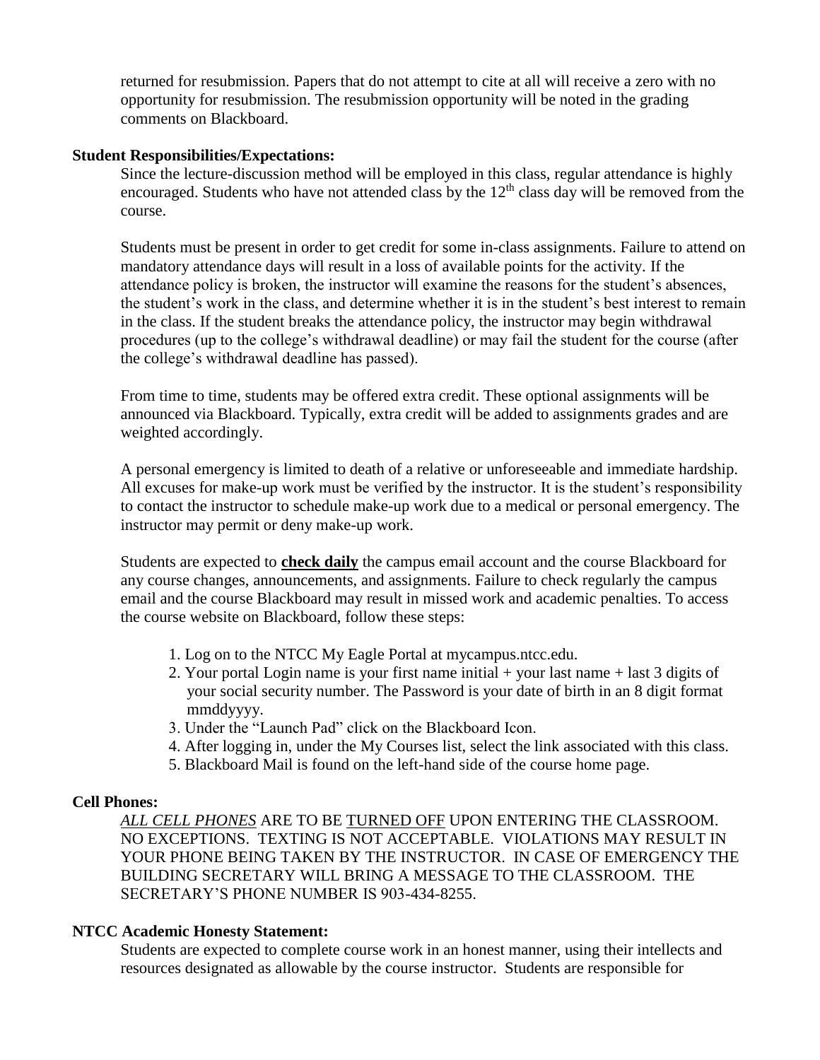returned for resubmission. Papers that do not attempt to cite at all will receive a zero with no opportunity for resubmission. The resubmission opportunity will be noted in the grading comments on Blackboard.

**Student Responsibilities/Expectations:**

Since the lecture-discussion method will be employed in this class, regular attendance is highly encouraged. Students who have not attended class by the 12th class day will be removed from the course.

Students must be present in order to get credit for some in-class assignments. Failure to attend on mandatory attendance days will result in a loss of available points for the activity. If the attendance policy is broken, the instructor will examine the reasons for the student's absences, the student's work in the class, and determine whether it is in the student's best interest to remain in the class. If the student breaks the attendance policy, the instructor may begin withdrawal procedures (up to the college's withdrawal deadline) or may fail the student for the course (after the college's withdrawal deadline has passed).

From time to time, students may be offered extra credit. These optional assignments will be announced via Blackboard. Typically, extra credit will be added to assignments grades and are weighted accordingly.

A personal emergency is limited to death of a relative or unforeseeable and immediate hardship. All excuses for make-up work must be verified by the instructor. It is the student's responsibility to contact the instructor to schedule make-up work due to a medical or personal emergency. The instructor may permit or deny make-up work.

Students are expected to **check daily** the campus email account and the course Blackboard for any course changes, announcements, and assignments. Failure to check regularly the campus email and the course Blackboard may result in missed work and academic penalties. To access the course website on Blackboard, follow these steps:

1. Log on to the NTCC My Eagle Portal at mycampus.ntcc.edu.
2. Your portal Login name is your first name initial + your last name + last 3 digits of your social security number. The Password is your date of birth in an 8 digit format mmddyyyy.
3. Under the "Launch Pad" click on the Blackboard Icon.
4. After logging in, under the My Courses list, select the link associated with this class.
5. Blackboard Mail is found on the left-hand side of the course home page.

**Cell Phones:**

*ALL CELL PHONES* ARE TO BE TURNED OFF UPON ENTERING THE CLASSROOM. NO EXCEPTIONS. TEXTING IS NOT ACCEPTABLE. VIOLATIONS MAY RESULT IN YOUR PHONE BEING TAKEN BY THE INSTRUCTOR. IN CASE OF EMERGENCY THE BUILDING SECRETARY WILL BRING A MESSAGE TO THE CLASSROOM. THE SECRETARY'S PHONE NUMBER IS 903-434-8255.

**NTCC Academic Honesty Statement:**

Students are expected to complete course work in an honest manner, using their intellects and resources designated as allowable by the course instructor. Students are responsible for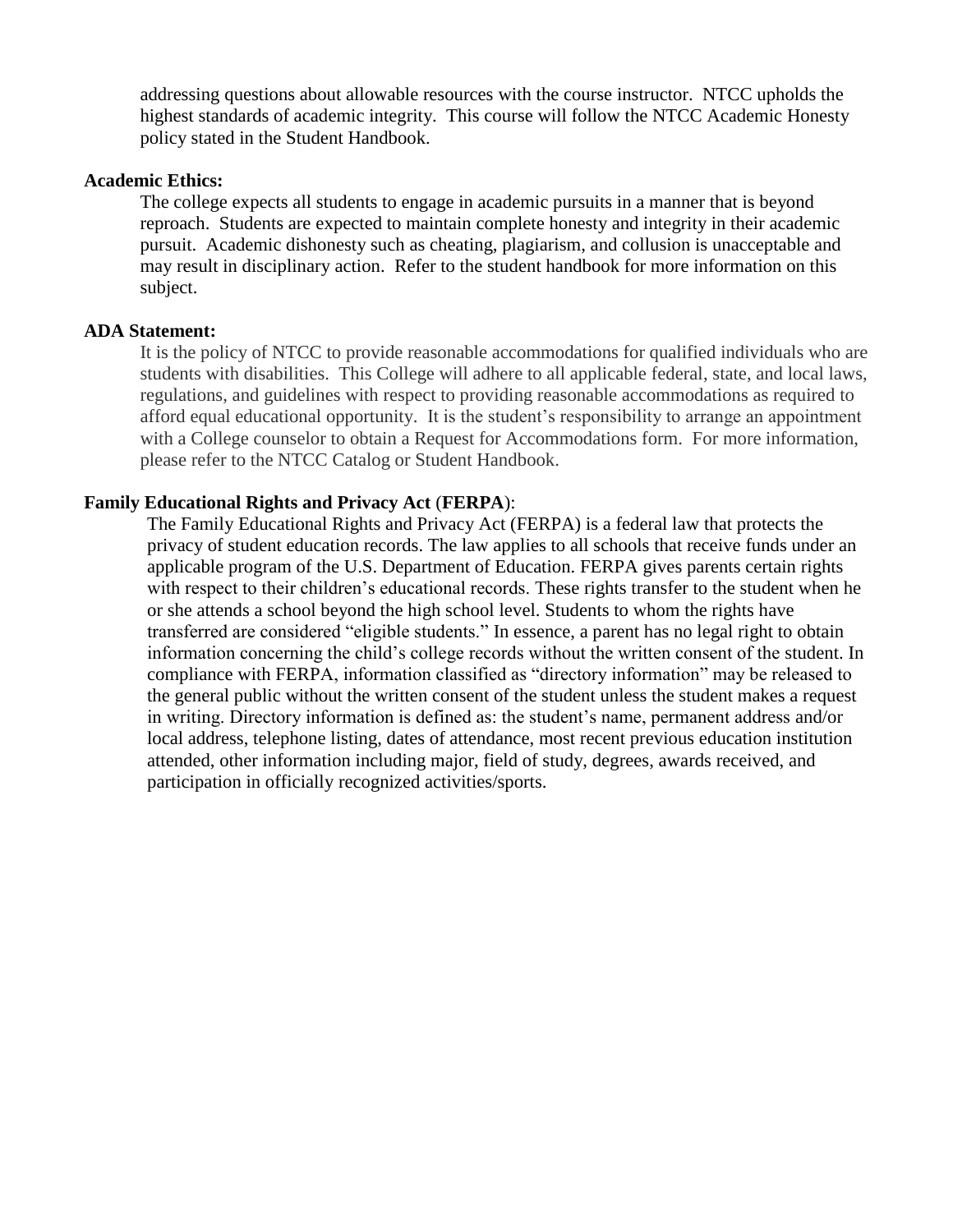addressing questions about allowable resources with the course instructor. NTCC upholds the highest standards of academic integrity. This course will follow the NTCC Academic Honesty policy stated in the Student Handbook.

**Academic Ethics:**

The college expects all students to engage in academic pursuits in a manner that is beyond reproach. Students are expected to maintain complete honesty and integrity in their academic pursuit. Academic dishonesty such as cheating, plagiarism, and collusion is unacceptable and may result in disciplinary action. Refer to the student handbook for more information on this subject.

**ADA Statement:**

It is the policy of NTCC to provide reasonable accommodations for qualified individuals who are students with disabilities. This College will adhere to all applicable federal, state, and local laws, regulations, and guidelines with respect to providing reasonable accommodations as required to afford equal educational opportunity. It is the student's responsibility to arrange an appointment with a College counselor to obtain a Request for Accommodations form. For more information, please refer to the NTCC Catalog or Student Handbook.

**Family Educational Rights and Privacy Act** (**FERPA**):

The Family Educational Rights and Privacy Act (FERPA) is a federal law that protects the privacy of student education records. The law applies to all schools that receive funds under an applicable program of the U.S. Department of Education. FERPA gives parents certain rights with respect to their children's educational records. These rights transfer to the student when he or she attends a school beyond the high school level. Students to whom the rights have transferred are considered "eligible students." In essence, a parent has no legal right to obtain information concerning the child's college records without the written consent of the student. In compliance with FERPA, information classified as "directory information" may be released to the general public without the written consent of the student unless the student makes a request in writing. Directory information is defined as: the student's name, permanent address and/or local address, telephone listing, dates of attendance, most recent previous education institution attended, other information including major, field of study, degrees, awards received, and participation in officially recognized activities/sports.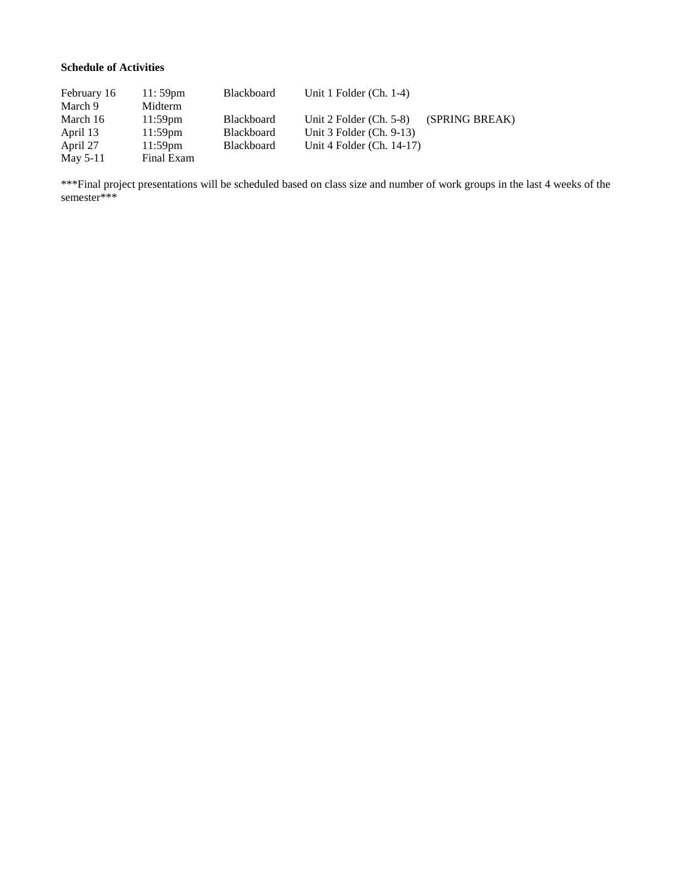**Schedule of Activities**

| | | | | |
|---|---|---|---|---|
| February 16 | 11: 59pm | Blackboard | Unit 1 Folder (Ch. 1-4) | |
| March 9 | Midterm | | | |
| March 16 | 11:59pm | Blackboard | Unit 2 Folder (Ch. 5-8) | (SPRING BREAK) |
| April 13 | 11:59pm | Blackboard | Unit 3 Folder (Ch. 9-13) | |
| April 27 | 11:59pm | Blackboard | Unit 4 Folder (Ch. 14-17) | |
| May 5-11 | Final Exam | | | |

***Final project presentations will be scheduled based on class size and number of work groups in the last 4 weeks of the semester***